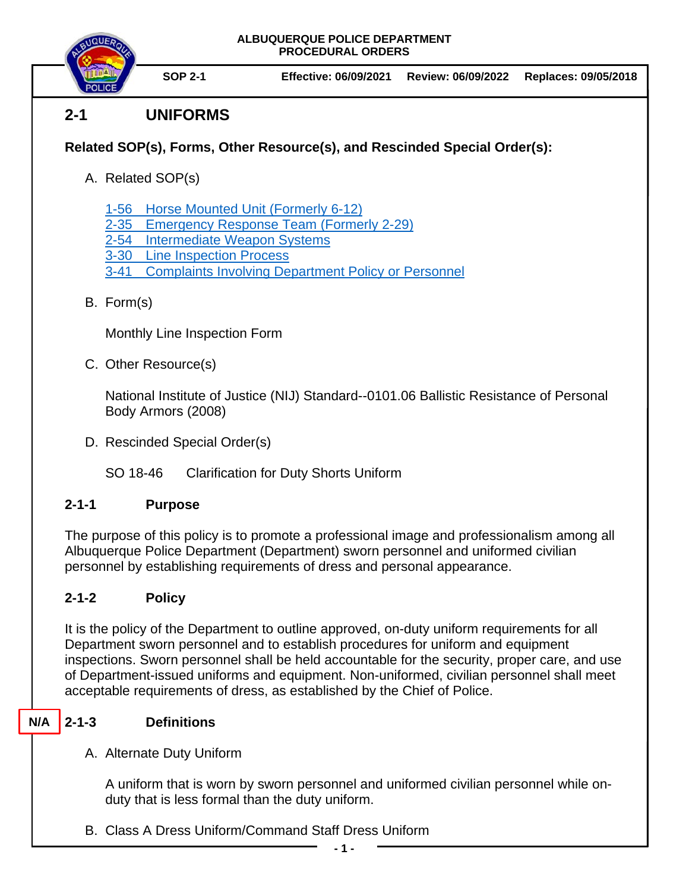**ALBUQUERQUE POLICE DEPARTMENT**
**PROCEDURAL ORDERS**

**SOP 2-1** | **Effective: 06/09/2021** | **Review: 06/09/2022** | **Replaces: 09/05/2018**

# 2-1 UNIFORMS

**Related SOP(s), Forms, Other Resource(s), and Rescinded Special Order(s):**

A. Related SOP(s)

1-56 Horse Mounted Unit (Formerly 6-12)
2-35 Emergency Response Team (Formerly 2-29)
2-54 Intermediate Weapon Systems
3-30 Line Inspection Process
3-41 Complaints Involving Department Policy or Personnel

B. Form(s)

Monthly Line Inspection Form

C. Other Resource(s)

National Institute of Justice (NIJ) Standard--0101.06 Ballistic Resistance of Personal Body Armors (2008)

D. Rescinded Special Order(s)

SO 18-46 Clarification for Duty Shorts Uniform

## 2-1-1 Purpose

The purpose of this policy is to promote a professional image and professionalism among all Albuquerque Police Department (Department) sworn personnel and uniformed civilian personnel by establishing requirements of dress and personal appearance.

## 2-1-2 Policy

It is the policy of the Department to outline approved, on-duty uniform requirements for all Department sworn personnel and to establish procedures for uniform and equipment inspections. Sworn personnel shall be held accountable for the security, proper care, and use of Department-issued uniforms and equipment. Non-uniformed, civilian personnel shall meet acceptable requirements of dress, as established by the Chief of Police.

## N/A 2-1-3 Definitions

A. Alternate Duty Uniform

A uniform that is worn by sworn personnel and uniformed civilian personnel while on-duty that is less formal than the duty uniform.

B. Class A Dress Uniform/Command Staff Dress Uniform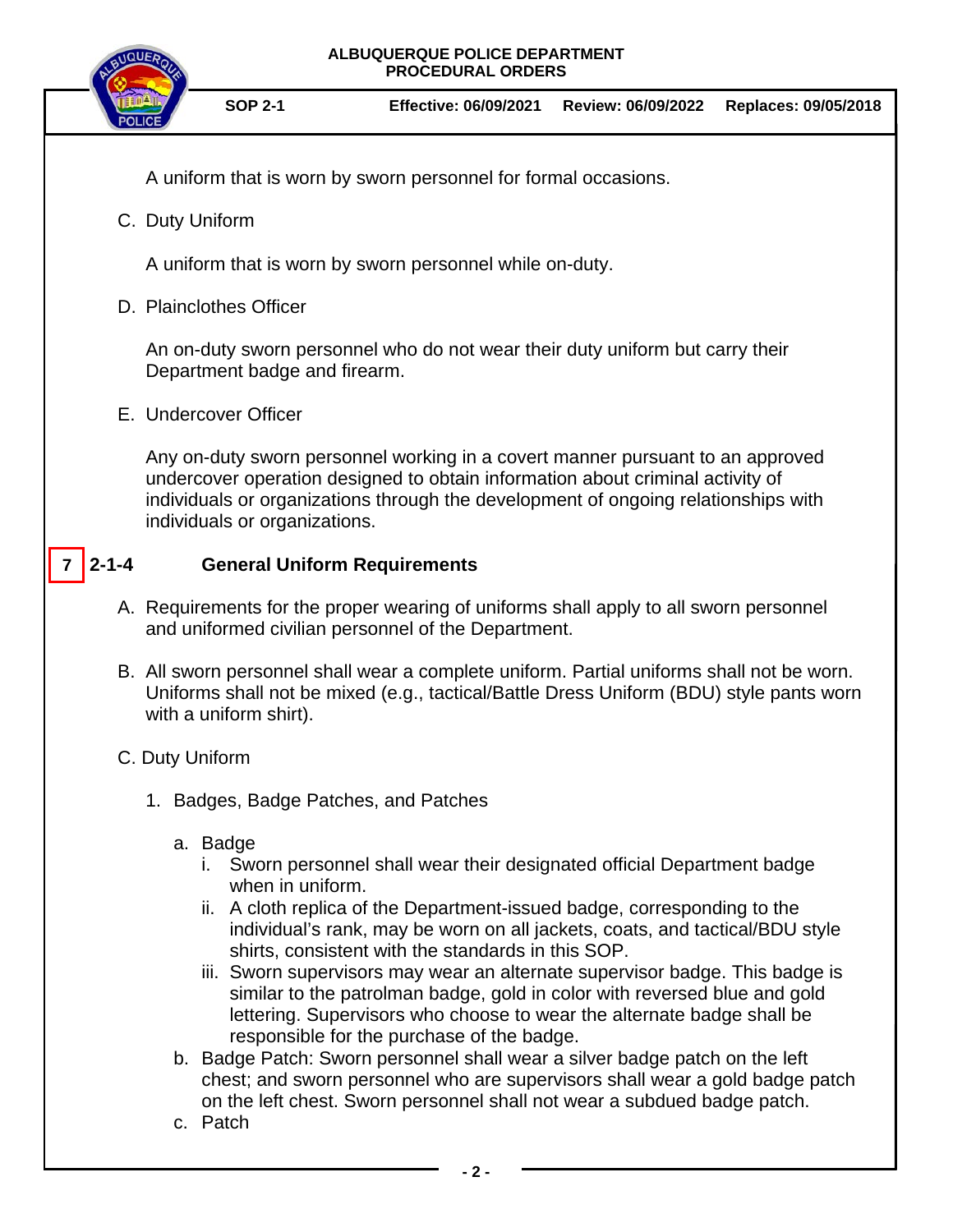A uniform that is worn by sworn personnel for formal occasions.

C. Duty Uniform

A uniform that is worn by sworn personnel while on-duty.

D. Plainclothes Officer

An on-duty sworn personnel who do not wear their duty uniform but carry their Department badge and firearm.

E. Undercover Officer

Any on-duty sworn personnel working in a covert manner pursuant to an approved undercover operation designed to obtain information about criminal activity of individuals or organizations through the development of ongoing relationships with individuals or organizations.

## 7 2-1-4 General Uniform Requirements

A. Requirements for the proper wearing of uniforms shall apply to all sworn personnel and uniformed civilian personnel of the Department.

B. All sworn personnel shall wear a complete uniform. Partial uniforms shall not be worn. Uniforms shall not be mixed (e.g., tactical/Battle Dress Uniform (BDU) style pants worn with a uniform shirt).

C. Duty Uniform

1. Badges, Badge Patches, and Patches

   a. Badge
      i. Sworn personnel shall wear their designated official Department badge when in uniform.
      ii. A cloth replica of the Department-issued badge, corresponding to the individual's rank, may be worn on all jackets, coats, and tactical/BDU style shirts, consistent with the standards in this SOP.
      iii. Sworn supervisors may wear an alternate supervisor badge. This badge is similar to the patrolman badge, gold in color with reversed blue and gold lettering. Supervisors who choose to wear the alternate badge shall be responsible for the purchase of the badge.

   b. Badge Patch: Sworn personnel shall wear a silver badge patch on the left chest; and sworn personnel who are supervisors shall wear a gold badge patch on the left chest. Sworn personnel shall not wear a subdued badge patch.

   c. Patch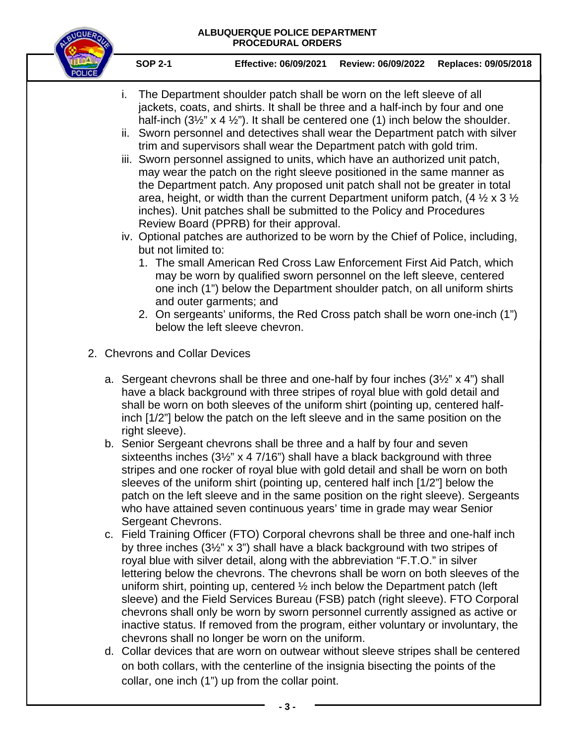i. The Department shoulder patch shall be worn on the left sleeve of all jackets, coats, and shirts. It shall be three and a half-inch by four and one half-inch (3½" x 4 ½"). It shall be centered one (1) inch below the shoulder.

ii. Sworn personnel and detectives shall wear the Department patch with silver trim and supervisors shall wear the Department patch with gold trim.

iii. Sworn personnel assigned to units, which have an authorized unit patch, may wear the patch on the right sleeve positioned in the same manner as the Department patch. Any proposed unit patch shall not be greater in total area, height, or width than the current Department uniform patch, (4 ½ x 3 ½ inches). Unit patches shall be submitted to the Policy and Procedures Review Board (PPRB) for their approval.

iv. Optional patches are authorized to be worn by the Chief of Police, including, but not limited to:

1. The small American Red Cross Law Enforcement First Aid Patch, which may be worn by qualified sworn personnel on the left sleeve, centered one inch (1") below the Department shoulder patch, on all uniform shirts and outer garments; and
2. On sergeants' uniforms, the Red Cross patch shall be worn one-inch (1") below the left sleeve chevron.

2. Chevrons and Collar Devices

a. Sergeant chevrons shall be three and one-half by four inches (3½" x 4") shall have a black background with three stripes of royal blue with gold detail and shall be worn on both sleeves of the uniform shirt (pointing up, centered half-inch [1/2"] below the patch on the left sleeve and in the same position on the right sleeve).

b. Senior Sergeant chevrons shall be three and a half by four and seven sixteenths inches (3½" x 4 7/16") shall have a black background with three stripes and one rocker of royal blue with gold detail and shall be worn on both sleeves of the uniform shirt (pointing up, centered half inch [1/2"] below the patch on the left sleeve and in the same position on the right sleeve). Sergeants who have attained seven continuous years' time in grade may wear Senior Sergeant Chevrons.

c. Field Training Officer (FTO) Corporal chevrons shall be three and one-half inch by three inches (3½" x 3") shall have a black background with two stripes of royal blue with silver detail, along with the abbreviation "F.T.O." in silver lettering below the chevrons. The chevrons shall be worn on both sleeves of the uniform shirt, pointing up, centered ½ inch below the Department patch (left sleeve) and the Field Services Bureau (FSB) patch (right sleeve). FTO Corporal chevrons shall only be worn by sworn personnel currently assigned as active or inactive status. If removed from the program, either voluntary or involuntary, the chevrons shall no longer be worn on the uniform.

d. Collar devices that are worn on outwear without sleeve stripes shall be centered on both collars, with the centerline of the insignia bisecting the points of the collar, one inch (1") up from the collar point.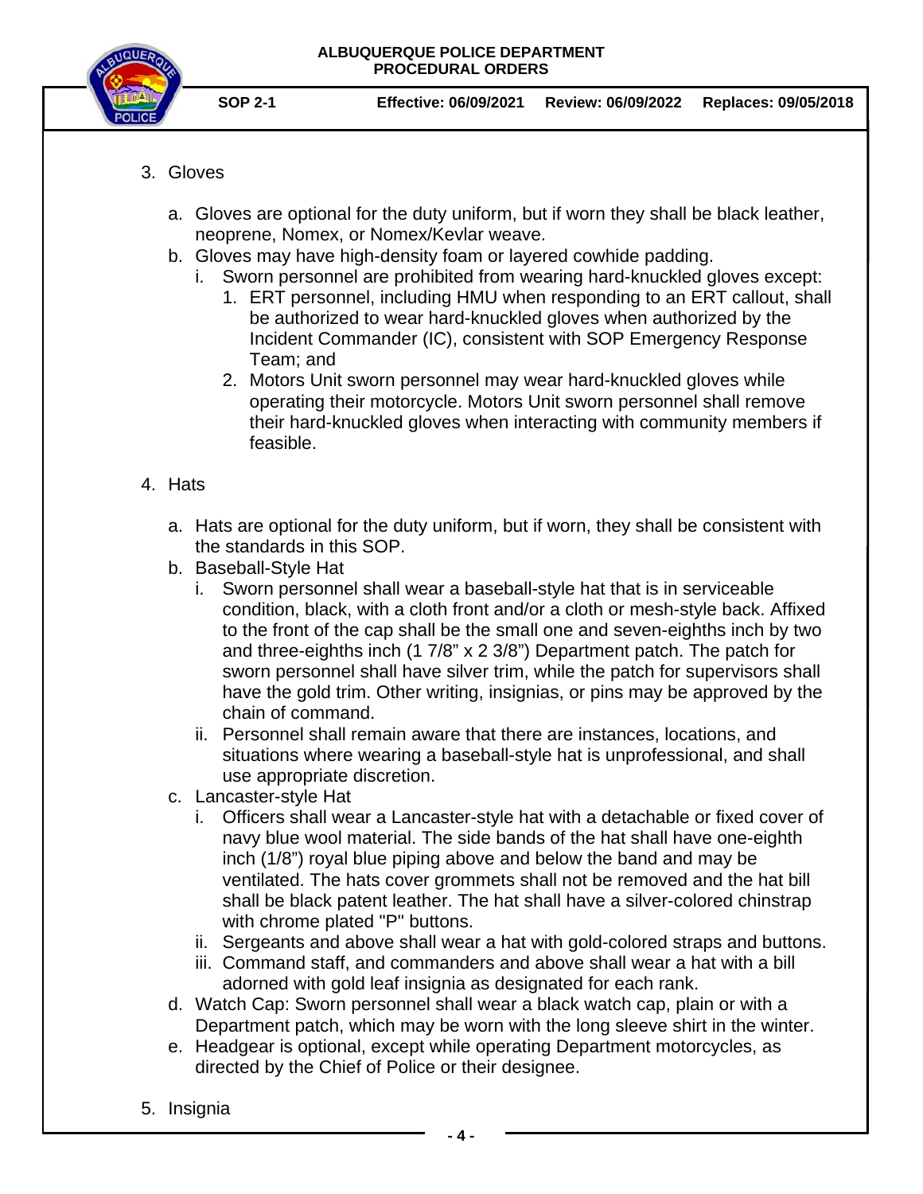3. Gloves

   a. Gloves are optional for the duty uniform, but if worn they shall be black leather, neoprene, Nomex, or Nomex/Kevlar weave.
   b. Gloves may have high-density foam or layered cowhide padding.
      i. Sworn personnel are prohibited from wearing hard-knuckled gloves except:
         1. ERT personnel, including HMU when responding to an ERT callout, shall be authorized to wear hard-knuckled gloves when authorized by the Incident Commander (IC), consistent with SOP Emergency Response Team; and
         2. Motors Unit sworn personnel may wear hard-knuckled gloves while operating their motorcycle. Motors Unit sworn personnel shall remove their hard-knuckled gloves when interacting with community members if feasible.

4. Hats

   a. Hats are optional for the duty uniform, but if worn, they shall be consistent with the standards in this SOP.
   b. Baseball-Style Hat
      i. Sworn personnel shall wear a baseball-style hat that is in serviceable condition, black, with a cloth front and/or a cloth or mesh-style back. Affixed to the front of the cap shall be the small one and seven-eighths inch by two and three-eighths inch (1 7/8" x 2 3/8") Department patch. The patch for sworn personnel shall have silver trim, while the patch for supervisors shall have the gold trim. Other writing, insignias, or pins may be approved by the chain of command.
      ii. Personnel shall remain aware that there are instances, locations, and situations where wearing a baseball-style hat is unprofessional, and shall use appropriate discretion.
   c. Lancaster-style Hat
      i. Officers shall wear a Lancaster-style hat with a detachable or fixed cover of navy blue wool material. The side bands of the hat shall have one-eighth inch (1/8") royal blue piping above and below the band and may be ventilated. The hats cover grommets shall not be removed and the hat bill shall be black patent leather. The hat shall have a silver-colored chinstrap with chrome plated "P" buttons.
      ii. Sergeants and above shall wear a hat with gold-colored straps and buttons.
      iii. Command staff, and commanders and above shall wear a hat with a bill adorned with gold leaf insignia as designated for each rank.
   d. Watch Cap: Sworn personnel shall wear a black watch cap, plain or with a Department patch, which may be worn with the long sleeve shirt in the winter.
   e. Headgear is optional, except while operating Department motorcycles, as directed by the Chief of Police or their designee.

5. Insignia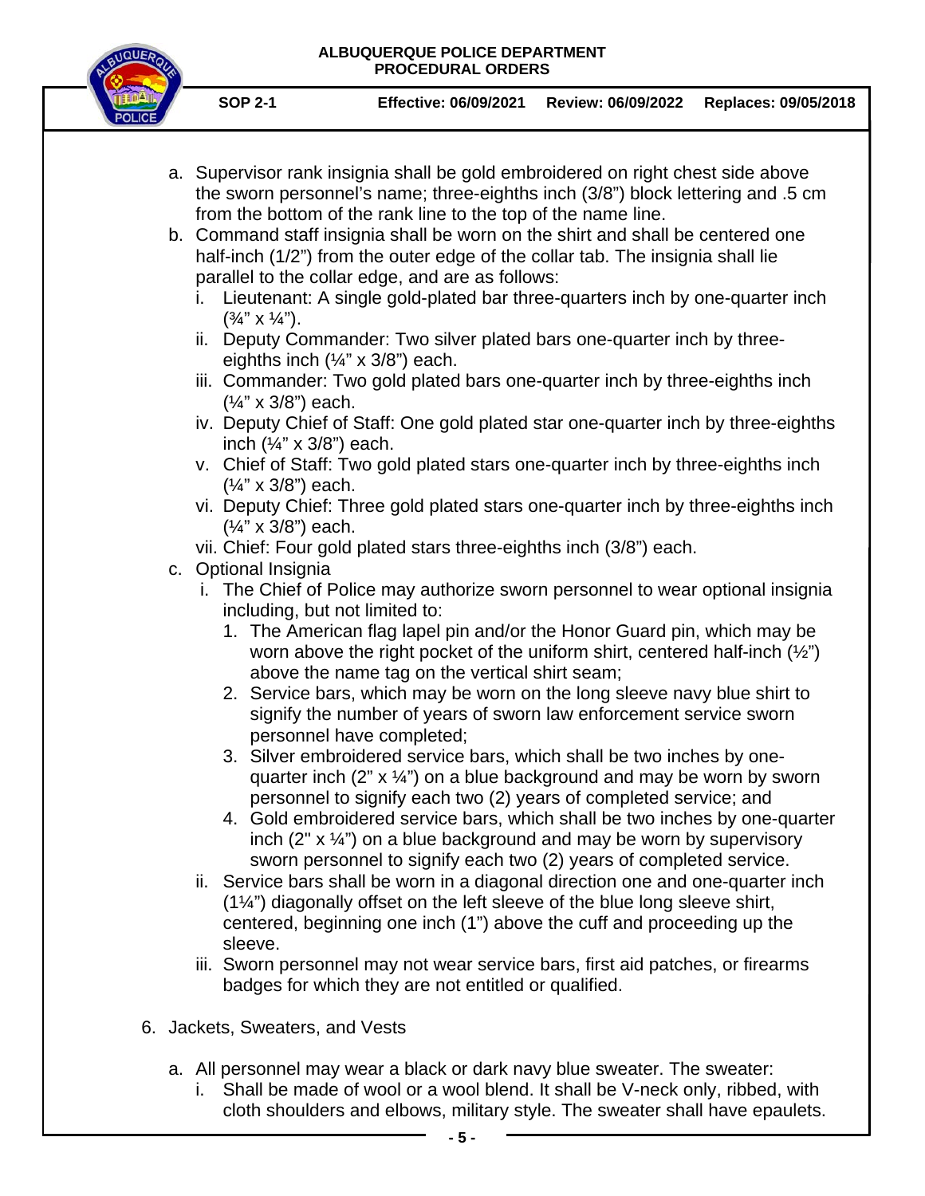a. Supervisor rank insignia shall be gold embroidered on right chest side above the sworn personnel's name; three-eighths inch (3/8") block lettering and .5 cm from the bottom of the rank line to the top of the name line.

b. Command staff insignia shall be worn on the shirt and shall be centered one half-inch (1/2") from the outer edge of the collar tab. The insignia shall lie parallel to the collar edge, and are as follows:

   i. Lieutenant: A single gold-plated bar three-quarters inch by one-quarter inch (¾" x ¼").

   ii. Deputy Commander: Two silver plated bars one-quarter inch by three-eighths inch (¼" x 3/8") each.

   iii. Commander: Two gold plated bars one-quarter inch by three-eighths inch (¼" x 3/8") each.

   iv. Deputy Chief of Staff: One gold plated star one-quarter inch by three-eighths inch (¼" x 3/8") each.

   v. Chief of Staff: Two gold plated stars one-quarter inch by three-eighths inch (¼" x 3/8") each.

   vi. Deputy Chief: Three gold plated stars one-quarter inch by three-eighths inch (¼" x 3/8") each.

   vii. Chief: Four gold plated stars three-eighths inch (3/8") each.

c. Optional Insignia

   i. The Chief of Police may authorize sworn personnel to wear optional insignia including, but not limited to:

      1. The American flag lapel pin and/or the Honor Guard pin, which may be worn above the right pocket of the uniform shirt, centered half-inch (½") above the name tag on the vertical shirt seam;

      2. Service bars, which may be worn on the long sleeve navy blue shirt to signify the number of years of sworn law enforcement service sworn personnel have completed;

      3. Silver embroidered service bars, which shall be two inches by one-quarter inch (2" x ¼") on a blue background and may be worn by sworn personnel to signify each two (2) years of completed service; and

      4. Gold embroidered service bars, which shall be two inches by one-quarter inch (2" x ¼") on a blue background and may be worn by supervisory sworn personnel to signify each two (2) years of completed service.

   ii. Service bars shall be worn in a diagonal direction one and one-quarter inch (1¼") diagonally offset on the left sleeve of the blue long sleeve shirt, centered, beginning one inch (1") above the cuff and proceeding up the sleeve.

   iii. Sworn personnel may not wear service bars, first aid patches, or firearms badges for which they are not entitled or qualified.

6. Jackets, Sweaters, and Vests

   a. All personnel may wear a black or dark navy blue sweater. The sweater:

      i. Shall be made of wool or a wool blend. It shall be V-neck only, ribbed, with cloth shoulders and elbows, military style. The sweater shall have epaulets.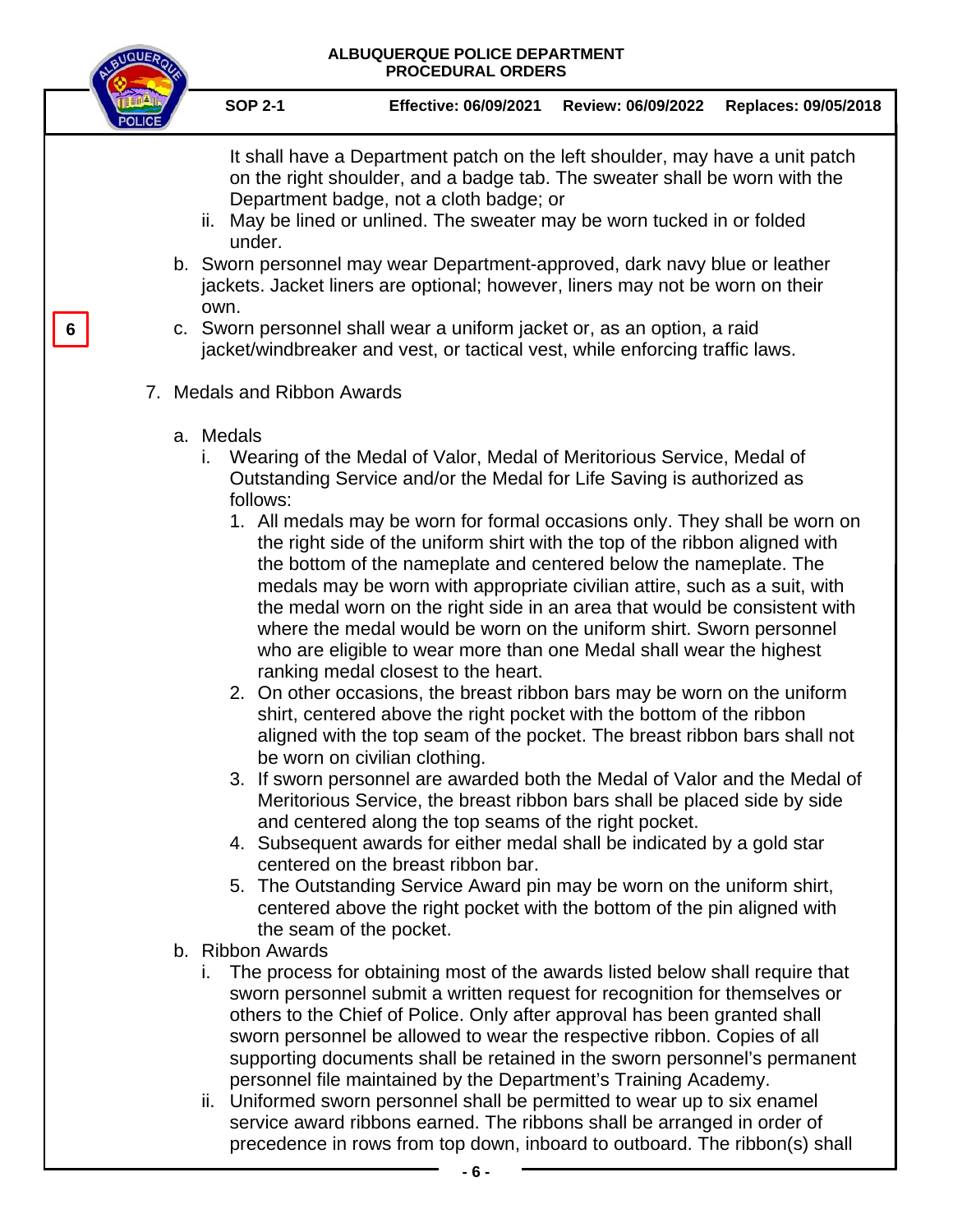It shall have a Department patch on the left shoulder, may have a unit patch on the right shoulder, and a badge tab. The sweater shall be worn with the Department badge, not a cloth badge; or

   ii. May be lined or unlined. The sweater may be worn tucked in or folded under.

b. Sworn personnel may wear Department-approved, dark navy blue or leather jackets. Jacket liners are optional; however, liners may not be worn on their own.

6

c. Sworn personnel shall wear a uniform jacket or, as an option, a raid jacket/windbreaker and vest, or tactical vest, while enforcing traffic laws.

7. Medals and Ribbon Awards

   a. Medals

      i. Wearing of the Medal of Valor, Medal of Meritorious Service, Medal of Outstanding Service and/or the Medal for Life Saving is authorized as follows:

         1. All medals may be worn for formal occasions only. They shall be worn on the right side of the uniform shirt with the top of the ribbon aligned with the bottom of the nameplate and centered below the nameplate. The medals may be worn with appropriate civilian attire, such as a suit, with the medal worn on the right side in an area that would be consistent with where the medal would be worn on the uniform shirt. Sworn personnel who are eligible to wear more than one Medal shall wear the highest ranking medal closest to the heart.
         2. On other occasions, the breast ribbon bars may be worn on the uniform shirt, centered above the right pocket with the bottom of the ribbon aligned with the top seam of the pocket. The breast ribbon bars shall not be worn on civilian clothing.
         3. If sworn personnel are awarded both the Medal of Valor and the Medal of Meritorious Service, the breast ribbon bars shall be placed side by side and centered along the top seams of the right pocket.
         4. Subsequent awards for either medal shall be indicated by a gold star centered on the breast ribbon bar.
         5. The Outstanding Service Award pin may be worn on the uniform shirt, centered above the right pocket with the bottom of the pin aligned with the seam of the pocket.

   b. Ribbon Awards

      i. The process for obtaining most of the awards listed below shall require that sworn personnel submit a written request for recognition for themselves or others to the Chief of Police. Only after approval has been granted shall sworn personnel be allowed to wear the respective ribbon. Copies of all supporting documents shall be retained in the sworn personnel's permanent personnel file maintained by the Department's Training Academy.

      ii. Uniformed sworn personnel shall be permitted to wear up to six enamel service award ribbons earned. The ribbons shall be arranged in order of precedence in rows from top down, inboard to outboard. The ribbon(s) shall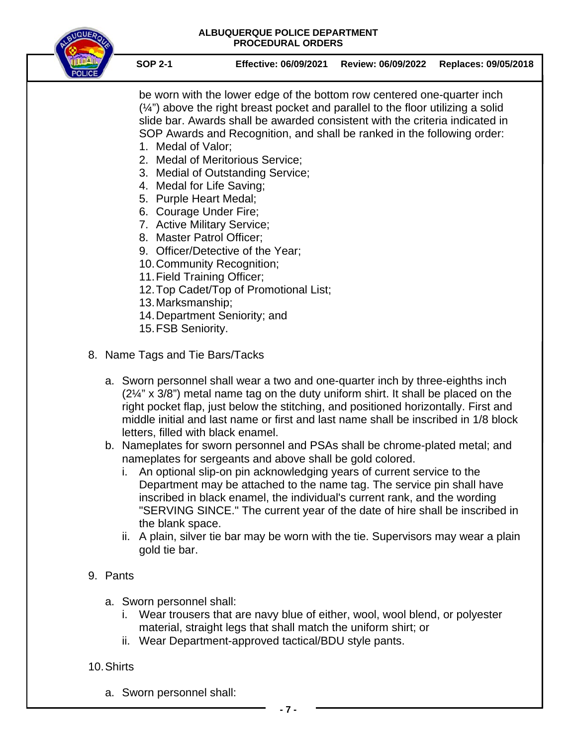be worn with the lower edge of the bottom row centered one-quarter inch (¼") above the right breast pocket and parallel to the floor utilizing a solid slide bar. Awards shall be awarded consistent with the criteria indicated in SOP Awards and Recognition, and shall be ranked in the following order:

1. Medal of Valor;
2. Medal of Meritorious Service;
3. Medial of Outstanding Service;
4. Medal for Life Saving;
5. Purple Heart Medal;
6. Courage Under Fire;
7. Active Military Service;
8. Master Patrol Officer;
9. Officer/Detective of the Year;
10. Community Recognition;
11. Field Training Officer;
12. Top Cadet/Top of Promotional List;
13. Marksmanship;
14. Department Seniority; and
15. FSB Seniority.

8. Name Tags and Tie Bars/Tacks

   a. Sworn personnel shall wear a two and one-quarter inch by three-eighths inch (2¼" x 3/8") metal name tag on the duty uniform shirt. It shall be placed on the right pocket flap, just below the stitching, and positioned horizontally. First and middle initial and last name or first and last name shall be inscribed in 1/8 block letters, filled with black enamel.
   b. Nameplates for sworn personnel and PSAs shall be chrome-plated metal; and nameplates for sergeants and above shall be gold colored.
      i. An optional slip-on pin acknowledging years of current service to the Department may be attached to the name tag. The service pin shall have inscribed in black enamel, the individual's current rank, and the wording "SERVING SINCE." The current year of the date of hire shall be inscribed in the blank space.
      ii. A plain, silver tie bar may be worn with the tie. Supervisors may wear a plain gold tie bar.

9. Pants

   a. Sworn personnel shall:
      i. Wear trousers that are navy blue of either, wool, wool blend, or polyester material, straight legs that shall match the uniform shirt; or
      ii. Wear Department-approved tactical/BDU style pants.

10. Shirts

   a. Sworn personnel shall: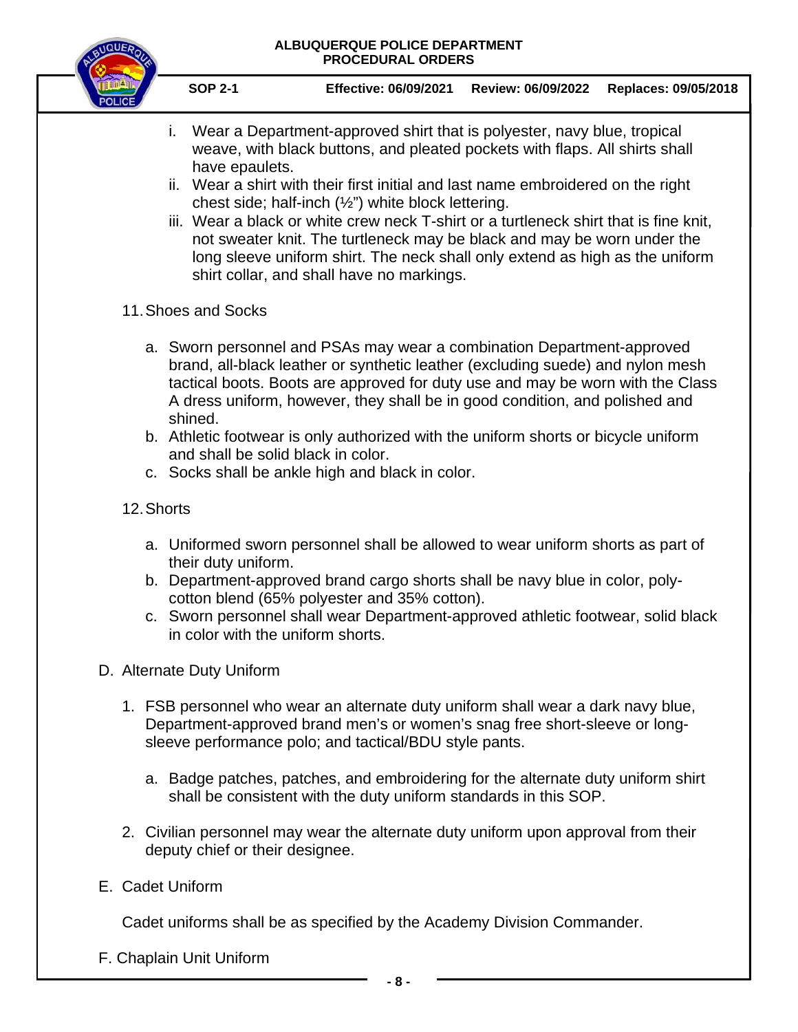i. Wear a Department-approved shirt that is polyester, navy blue, tropical weave, with black buttons, and pleated pockets with flaps. All shirts shall have epaulets.
ii. Wear a shirt with their first initial and last name embroidered on the right chest side; half-inch (½") white block lettering.
iii. Wear a black or white crew neck T-shirt or a turtleneck shirt that is fine knit, not sweater knit. The turtleneck may be black and may be worn under the long sleeve uniform shirt. The neck shall only extend as high as the uniform shirt collar, and shall have no markings.

11. Shoes and Socks

a. Sworn personnel and PSAs may wear a combination Department-approved brand, all-black leather or synthetic leather (excluding suede) and nylon mesh tactical boots. Boots are approved for duty use and may be worn with the Class A dress uniform, however, they shall be in good condition, and polished and shined.
b. Athletic footwear is only authorized with the uniform shorts or bicycle uniform and shall be solid black in color.
c. Socks shall be ankle high and black in color.

12. Shorts

a. Uniformed sworn personnel shall be allowed to wear uniform shorts as part of their duty uniform.
b. Department-approved brand cargo shorts shall be navy blue in color, poly-cotton blend (65% polyester and 35% cotton).
c. Sworn personnel shall wear Department-approved athletic footwear, solid black in color with the uniform shorts.

D. Alternate Duty Uniform

1. FSB personnel who wear an alternate duty uniform shall wear a dark navy blue, Department-approved brand men's or women's snag free short-sleeve or long-sleeve performance polo; and tactical/BDU style pants.

   a. Badge patches, patches, and embroidering for the alternate duty uniform shirt shall be consistent with the duty uniform standards in this SOP.

2. Civilian personnel may wear the alternate duty uniform upon approval from their deputy chief or their designee.

E. Cadet Uniform

Cadet uniforms shall be as specified by the Academy Division Commander.

F. Chaplain Unit Uniform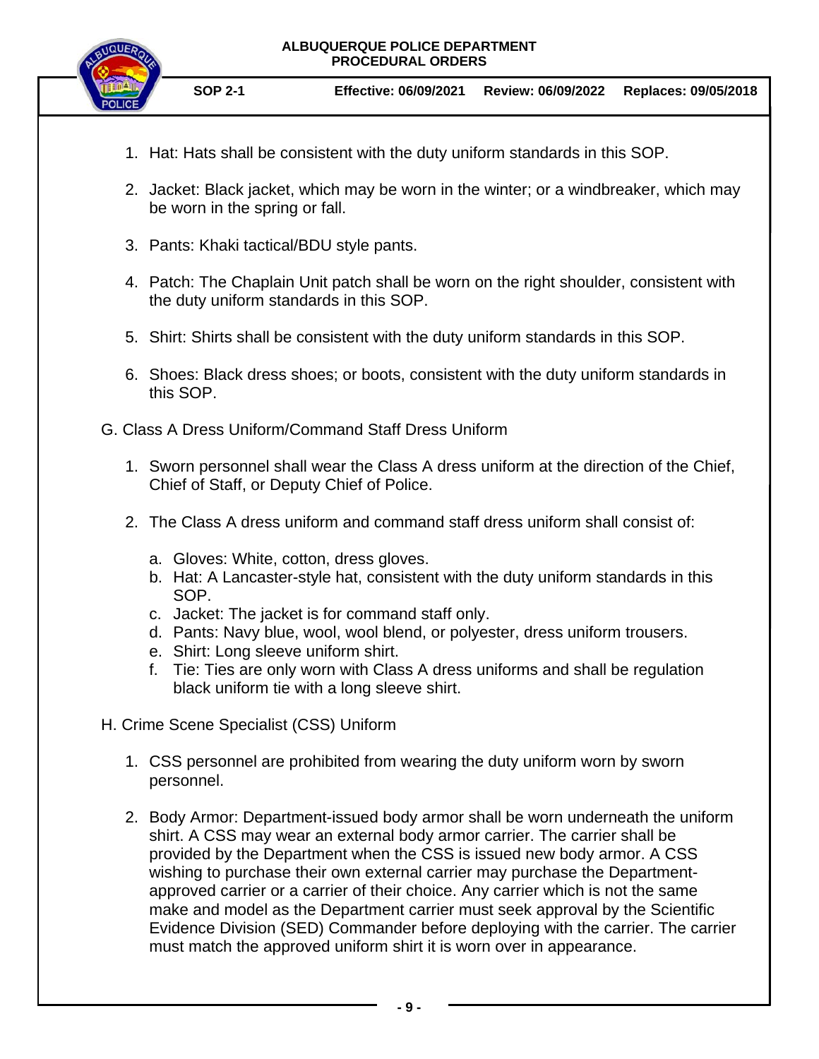1. Hat: Hats shall be consistent with the duty uniform standards in this SOP.

2. Jacket: Black jacket, which may be worn in the winter; or a windbreaker, which may be worn in the spring or fall.

3. Pants: Khaki tactical/BDU style pants.

4. Patch: The Chaplain Unit patch shall be worn on the right shoulder, consistent with the duty uniform standards in this SOP.

5. Shirt: Shirts shall be consistent with the duty uniform standards in this SOP.

6. Shoes: Black dress shoes; or boots, consistent with the duty uniform standards in this SOP.

G. Class A Dress Uniform/Command Staff Dress Uniform

1. Sworn personnel shall wear the Class A dress uniform at the direction of the Chief, Chief of Staff, or Deputy Chief of Police.

2. The Class A dress uniform and command staff dress uniform shall consist of:

   a. Gloves: White, cotton, dress gloves.
   b. Hat: A Lancaster-style hat, consistent with the duty uniform standards in this SOP.
   c. Jacket: The jacket is for command staff only.
   d. Pants: Navy blue, wool, wool blend, or polyester, dress uniform trousers.
   e. Shirt: Long sleeve uniform shirt.
   f. Tie: Ties are only worn with Class A dress uniforms and shall be regulation black uniform tie with a long sleeve shirt.

H. Crime Scene Specialist (CSS) Uniform

1. CSS personnel are prohibited from wearing the duty uniform worn by sworn personnel.

2. Body Armor: Department-issued body armor shall be worn underneath the uniform shirt. A CSS may wear an external body armor carrier. The carrier shall be provided by the Department when the CSS is issued new body armor. A CSS wishing to purchase their own external carrier may purchase the Department-approved carrier or a carrier of their choice. Any carrier which is not the same make and model as the Department carrier must seek approval by the Scientific Evidence Division (SED) Commander before deploying with the carrier. The carrier must match the approved uniform shirt it is worn over in appearance.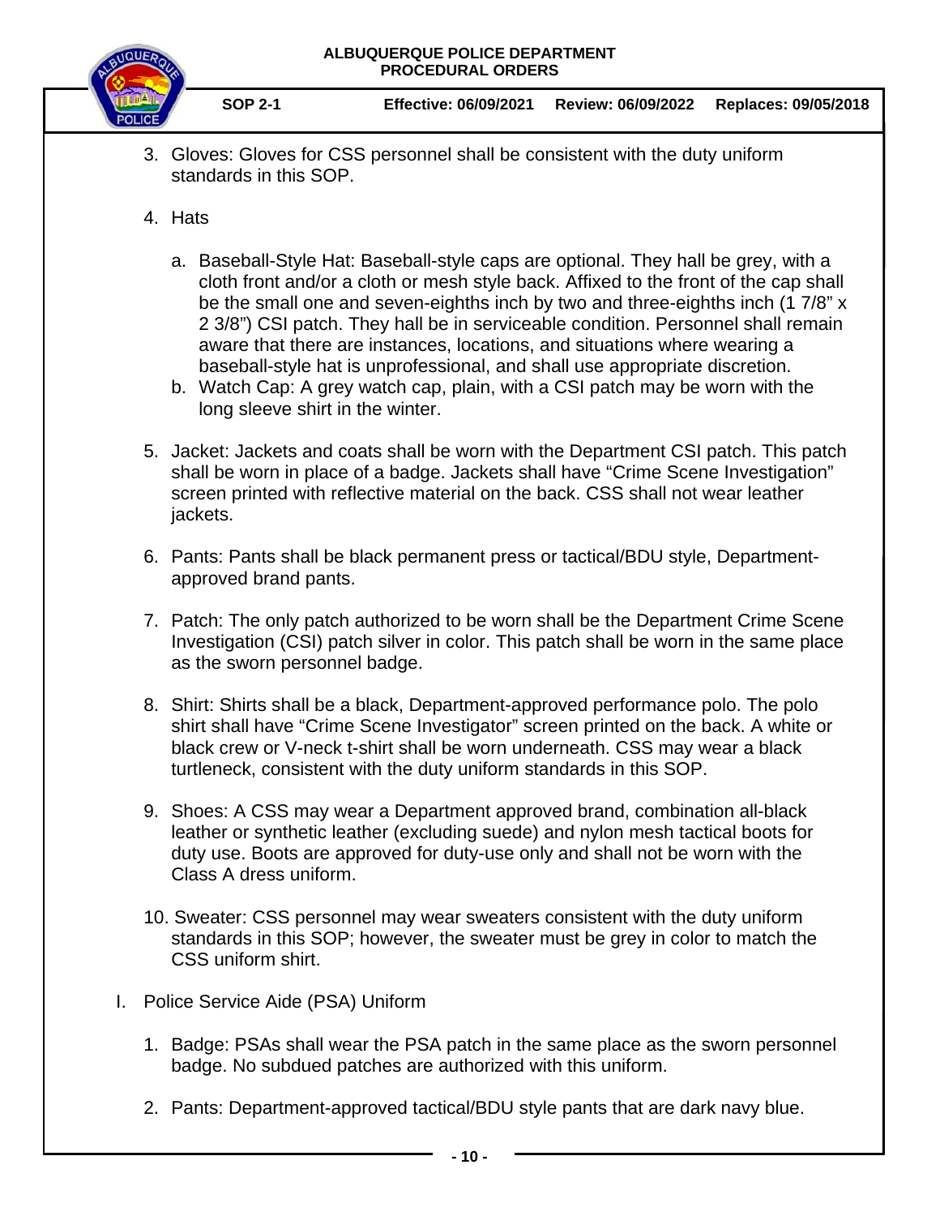3. Gloves: Gloves for CSS personnel shall be consistent with the duty uniform standards in this SOP.

4. Hats

   a. Baseball-Style Hat: Baseball-style caps are optional. They hall be grey, with a cloth front and/or a cloth or mesh style back. Affixed to the front of the cap shall be the small one and seven-eighths inch by two and three-eighths inch (1 7/8" x 2 3/8") CSI patch. They hall be in serviceable condition. Personnel shall remain aware that there are instances, locations, and situations where wearing a baseball-style hat is unprofessional, and shall use appropriate discretion.
   b. Watch Cap: A grey watch cap, plain, with a CSI patch may be worn with the long sleeve shirt in the winter.

5. Jacket: Jackets and coats shall be worn with the Department CSI patch. This patch shall be worn in place of a badge. Jackets shall have "Crime Scene Investigation" screen printed with reflective material on the back. CSS shall not wear leather jackets.

6. Pants: Pants shall be black permanent press or tactical/BDU style, Department-approved brand pants.

7. Patch: The only patch authorized to be worn shall be the Department Crime Scene Investigation (CSI) patch silver in color. This patch shall be worn in the same place as the sworn personnel badge.

8. Shirt: Shirts shall be a black, Department-approved performance polo. The polo shirt shall have "Crime Scene Investigator" screen printed on the back. A white or black crew or V-neck t-shirt shall be worn underneath. CSS may wear a black turtleneck, consistent with the duty uniform standards in this SOP.

9. Shoes: A CSS may wear a Department approved brand, combination all-black leather or synthetic leather (excluding suede) and nylon mesh tactical boots for duty use. Boots are approved for duty-use only and shall not be worn with the Class A dress uniform.

10. Sweater: CSS personnel may wear sweaters consistent with the duty uniform standards in this SOP; however, the sweater must be grey in color to match the CSS uniform shirt.

I. Police Service Aide (PSA) Uniform

   1. Badge: PSAs shall wear the PSA patch in the same place as the sworn personnel badge. No subdued patches are authorized with this uniform.

   2. Pants: Department-approved tactical/BDU style pants that are dark navy blue.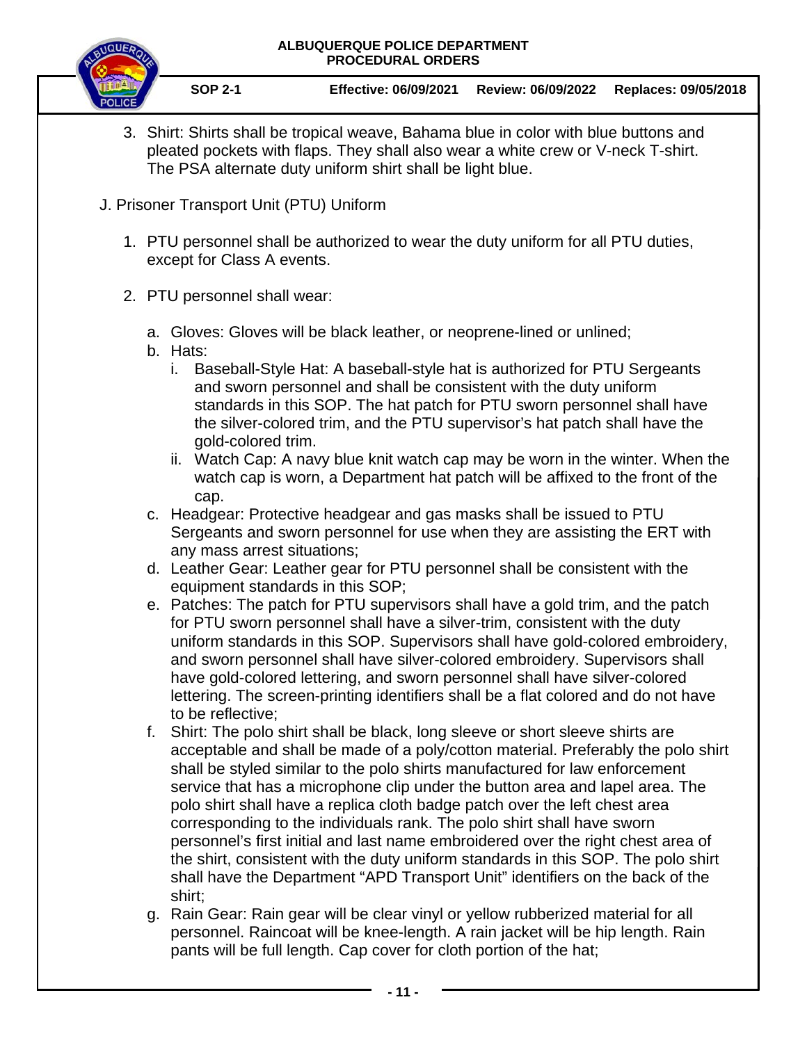3. Shirt: Shirts shall be tropical weave, Bahama blue in color with blue buttons and pleated pockets with flaps. They shall also wear a white crew or V-neck T-shirt. The PSA alternate duty uniform shirt shall be light blue.

J. Prisoner Transport Unit (PTU) Uniform

1. PTU personnel shall be authorized to wear the duty uniform for all PTU duties, except for Class A events.

2. PTU personnel shall wear:

   a. Gloves: Gloves will be black leather, or neoprene-lined or unlined;
   b. Hats:
      i. Baseball-Style Hat: A baseball-style hat is authorized for PTU Sergeants and sworn personnel and shall be consistent with the duty uniform standards in this SOP. The hat patch for PTU sworn personnel shall have the silver-colored trim, and the PTU supervisor's hat patch shall have the gold-colored trim.
      ii. Watch Cap: A navy blue knit watch cap may be worn in the winter. When the watch cap is worn, a Department hat patch will be affixed to the front of the cap.
   c. Headgear: Protective headgear and gas masks shall be issued to PTU Sergeants and sworn personnel for use when they are assisting the ERT with any mass arrest situations;
   d. Leather Gear: Leather gear for PTU personnel shall be consistent with the equipment standards in this SOP;
   e. Patches: The patch for PTU supervisors shall have a gold trim, and the patch for PTU sworn personnel shall have a silver-trim, consistent with the duty uniform standards in this SOP. Supervisors shall have gold-colored embroidery, and sworn personnel shall have silver-colored embroidery. Supervisors shall have gold-colored lettering, and sworn personnel shall have silver-colored lettering. The screen-printing identifiers shall be a flat colored and do not have to be reflective;
   f. Shirt: The polo shirt shall be black, long sleeve or short sleeve shirts are acceptable and shall be made of a poly/cotton material. Preferably the polo shirt shall be styled similar to the polo shirts manufactured for law enforcement service that has a microphone clip under the button area and lapel area. The polo shirt shall have a replica cloth badge patch over the left chest area corresponding to the individuals rank. The polo shirt shall have sworn personnel's first initial and last name embroidered over the right chest area of the shirt, consistent with the duty uniform standards in this SOP. The polo shirt shall have the Department "APD Transport Unit" identifiers on the back of the shirt;
   g. Rain Gear: Rain gear will be clear vinyl or yellow rubberized material for all personnel. Raincoat will be knee-length. A rain jacket will be hip length. Rain pants will be full length. Cap cover for cloth portion of the hat;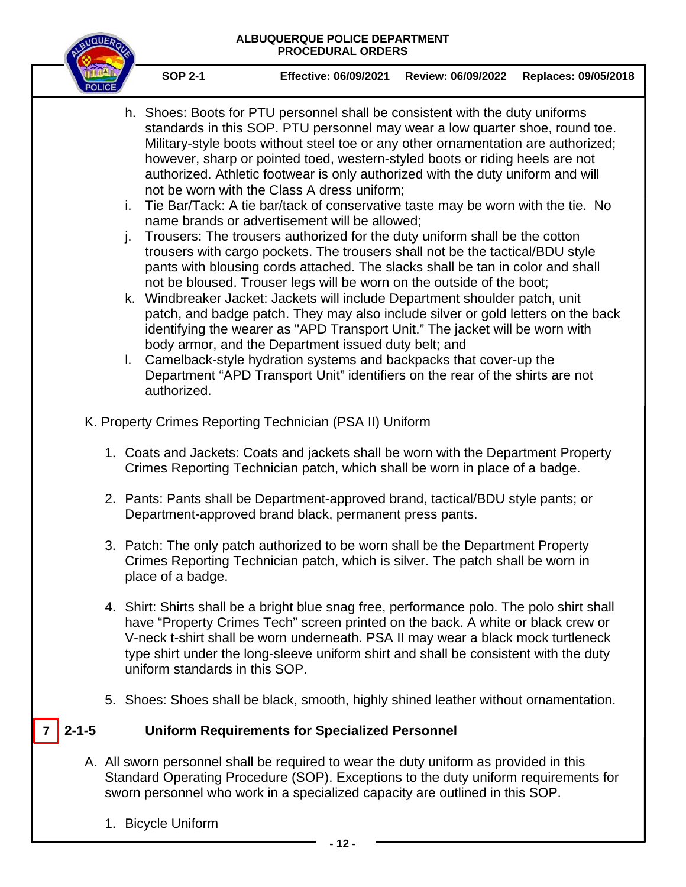h. Shoes: Boots for PTU personnel shall be consistent with the duty uniforms standards in this SOP. PTU personnel may wear a low quarter shoe, round toe. Military-style boots without steel toe or any other ornamentation are authorized; however, sharp or pointed toed, western-styled boots or riding heels are not authorized. Athletic footwear is only authorized with the duty uniform and will not be worn with the Class A dress uniform;

i. Tie Bar/Tack: A tie bar/tack of conservative taste may be worn with the tie. No name brands or advertisement will be allowed;

j. Trousers: The trousers authorized for the duty uniform shall be the cotton trousers with cargo pockets. The trousers shall not be the tactical/BDU style pants with blousing cords attached. The slacks shall be tan in color and shall not be bloused. Trouser legs will be worn on the outside of the boot;

k. Windbreaker Jacket: Jackets will include Department shoulder patch, unit patch, and badge patch. They may also include silver or gold letters on the back identifying the wearer as "APD Transport Unit." The jacket will be worn with body armor, and the Department issued duty belt; and

l. Camelback-style hydration systems and backpacks that cover-up the Department "APD Transport Unit" identifiers on the rear of the shirts are not authorized.

K. Property Crimes Reporting Technician (PSA II) Uniform

1. Coats and Jackets: Coats and jackets shall be worn with the Department Property Crimes Reporting Technician patch, which shall be worn in place of a badge.

2. Pants: Pants shall be Department-approved brand, tactical/BDU style pants; or Department-approved brand black, permanent press pants.

3. Patch: The only patch authorized to be worn shall be the Department Property Crimes Reporting Technician patch, which is silver. The patch shall be worn in place of a badge.

4. Shirt: Shirts shall be a bright blue snag free, performance polo. The polo shirt shall have "Property Crimes Tech" screen printed on the back. A white or black crew or V-neck t-shirt shall be worn underneath. PSA II may wear a black mock turtleneck type shirt under the long-sleeve uniform shirt and shall be consistent with the duty uniform standards in this SOP.

5. Shoes: Shoes shall be black, smooth, highly shined leather without ornamentation.

## 7 2-1-5 Uniform Requirements for Specialized Personnel

A. All sworn personnel shall be required to wear the duty uniform as provided in this Standard Operating Procedure (SOP). Exceptions to the duty uniform requirements for sworn personnel who work in a specialized capacity are outlined in this SOP.

1. Bicycle Uniform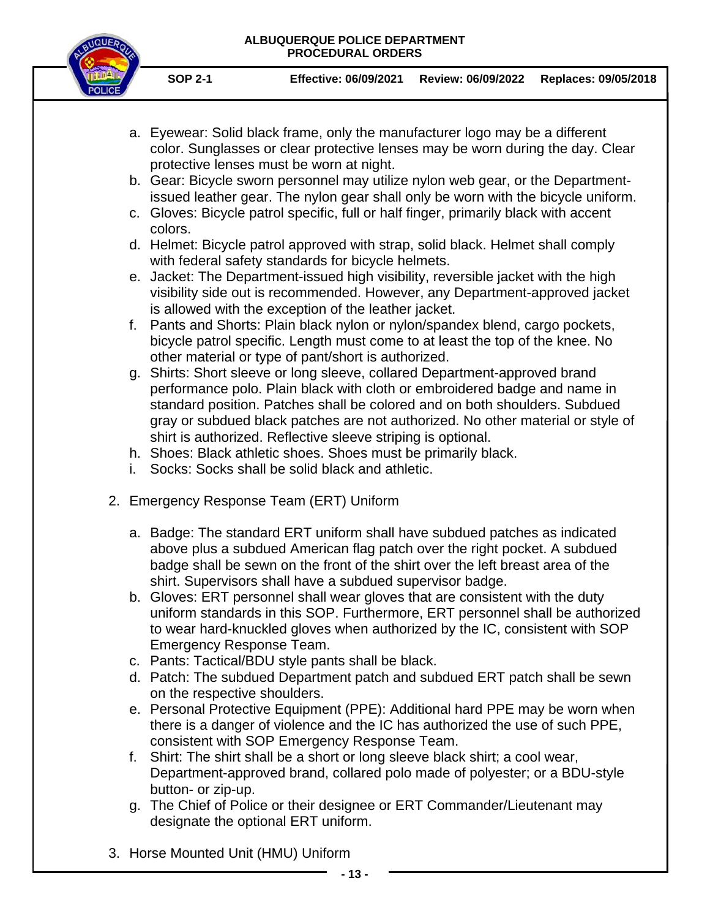a. Eyewear: Solid black frame, only the manufacturer logo may be a different color. Sunglasses or clear protective lenses may be worn during the day. Clear protective lenses must be worn at night.
b. Gear: Bicycle sworn personnel may utilize nylon web gear, or the Department-issued leather gear. The nylon gear shall only be worn with the bicycle uniform.
c. Gloves: Bicycle patrol specific, full or half finger, primarily black with accent colors.
d. Helmet: Bicycle patrol approved with strap, solid black. Helmet shall comply with federal safety standards for bicycle helmets.
e. Jacket: The Department-issued high visibility, reversible jacket with the high visibility side out is recommended. However, any Department-approved jacket is allowed with the exception of the leather jacket.
f. Pants and Shorts: Plain black nylon or nylon/spandex blend, cargo pockets, bicycle patrol specific. Length must come to at least the top of the knee. No other material or type of pant/short is authorized.
g. Shirts: Short sleeve or long sleeve, collared Department-approved brand performance polo. Plain black with cloth or embroidered badge and name in standard position. Patches shall be colored and on both shoulders. Subdued gray or subdued black patches are not authorized. No other material or style of shirt is authorized. Reflective sleeve striping is optional.
h. Shoes: Black athletic shoes. Shoes must be primarily black.
i. Socks: Socks shall be solid black and athletic.

2. Emergency Response Team (ERT) Uniform

   a. Badge: The standard ERT uniform shall have subdued patches as indicated above plus a subdued American flag patch over the right pocket. A subdued badge shall be sewn on the front of the shirt over the left breast area of the shirt. Supervisors shall have a subdued supervisor badge.
   b. Gloves: ERT personnel shall wear gloves that are consistent with the duty uniform standards in this SOP. Furthermore, ERT personnel shall be authorized to wear hard-knuckled gloves when authorized by the IC, consistent with SOP Emergency Response Team.
   c. Pants: Tactical/BDU style pants shall be black.
   d. Patch: The subdued Department patch and subdued ERT patch shall be sewn on the respective shoulders.
   e. Personal Protective Equipment (PPE): Additional hard PPE may be worn when there is a danger of violence and the IC has authorized the use of such PPE, consistent with SOP Emergency Response Team.
   f. Shirt: The shirt shall be a short or long sleeve black shirt; a cool wear, Department-approved brand, collared polo made of polyester; or a BDU-style button- or zip-up.
   g. The Chief of Police or their designee or ERT Commander/Lieutenant may designate the optional ERT uniform.

3. Horse Mounted Unit (HMU) Uniform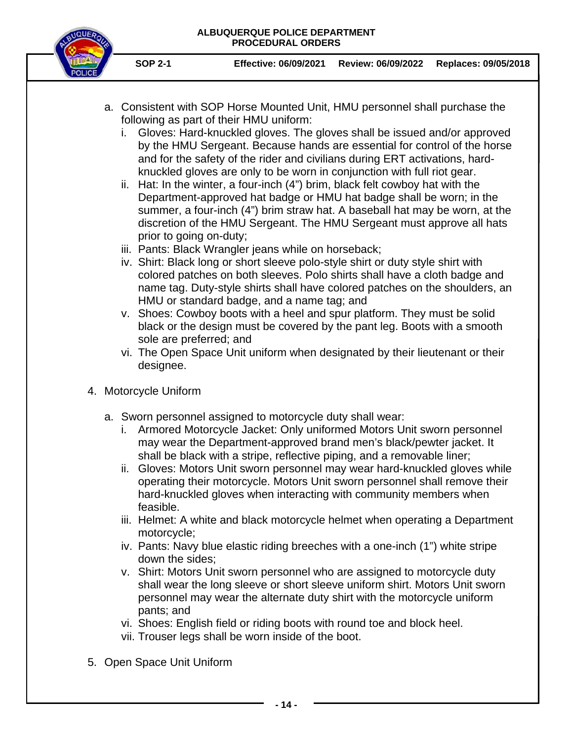a. Consistent with SOP Horse Mounted Unit, HMU personnel shall purchase the following as part of their HMU uniform:
   i. Gloves: Hard-knuckled gloves. The gloves shall be issued and/or approved by the HMU Sergeant. Because hands are essential for control of the horse and for the safety of the rider and civilians during ERT activations, hard-knuckled gloves are only to be worn in conjunction with full riot gear.
   ii. Hat: In the winter, a four-inch (4") brim, black felt cowboy hat with the Department-approved hat badge or HMU hat badge shall be worn; in the summer, a four-inch (4") brim straw hat. A baseball hat may be worn, at the discretion of the HMU Sergeant. The HMU Sergeant must approve all hats prior to going on-duty;
   iii. Pants: Black Wrangler jeans while on horseback;
   iv. Shirt: Black long or short sleeve polo-style shirt or duty style shirt with colored patches on both sleeves. Polo shirts shall have a cloth badge and name tag. Duty-style shirts shall have colored patches on the shoulders, an HMU or standard badge, and a name tag; and
   v. Shoes: Cowboy boots with a heel and spur platform. They must be solid black or the design must be covered by the pant leg. Boots with a smooth sole are preferred; and
   vi. The Open Space Unit uniform when designated by their lieutenant or their designee.

4. Motorcycle Uniform

   a. Sworn personnel assigned to motorcycle duty shall wear:
      i. Armored Motorcycle Jacket: Only uniformed Motors Unit sworn personnel may wear the Department-approved brand men's black/pewter jacket. It shall be black with a stripe, reflective piping, and a removable liner;
      ii. Gloves: Motors Unit sworn personnel may wear hard-knuckled gloves while operating their motorcycle. Motors Unit sworn personnel shall remove their hard-knuckled gloves when interacting with community members when feasible.
      iii. Helmet: A white and black motorcycle helmet when operating a Department motorcycle;
      iv. Pants: Navy blue elastic riding breeches with a one-inch (1") white stripe down the sides;
      v. Shirt: Motors Unit sworn personnel who are assigned to motorcycle duty shall wear the long sleeve or short sleeve uniform shirt. Motors Unit sworn personnel may wear the alternate duty shirt with the motorcycle uniform pants; and
      vi. Shoes: English field or riding boots with round toe and block heel.
      vii. Trouser legs shall be worn inside of the boot.

5. Open Space Unit Uniform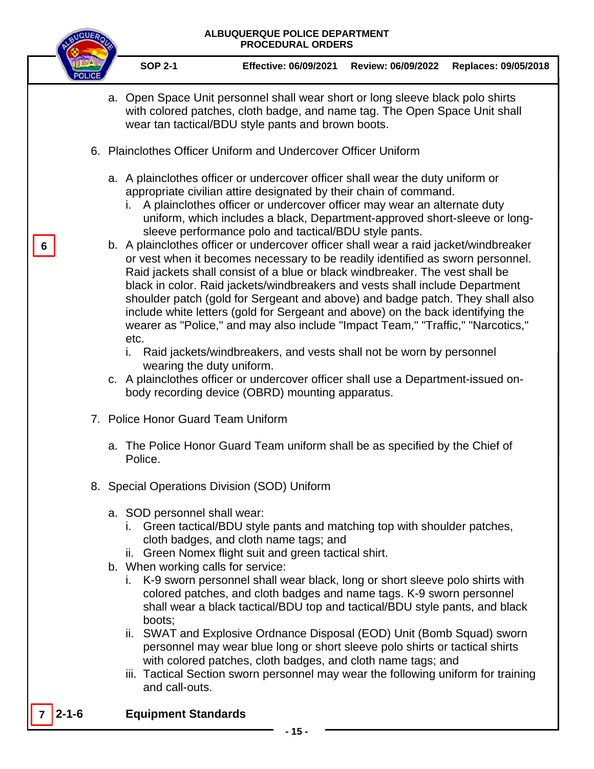a. Open Space Unit personnel shall wear short or long sleeve black polo shirts with colored patches, cloth badge, and name tag. The Open Space Unit shall wear tan tactical/BDU style pants and brown boots.

6. Plainclothes Officer Uniform and Undercover Officer Uniform

   a. A plainclothes officer or undercover officer shall wear the duty uniform or appropriate civilian attire designated by their chain of command.
      i. A plainclothes officer or undercover officer may wear an alternate duty uniform, which includes a black, Department-approved short-sleeve or long-sleeve performance polo and tactical/BDU style pants.
   b. A plainclothes officer or undercover officer shall wear a raid jacket/windbreaker or vest when it becomes necessary to be readily identified as sworn personnel. Raid jackets shall consist of a blue or black windbreaker. The vest shall be black in color. Raid jackets/windbreakers and vests shall include Department shoulder patch (gold for Sergeant and above) and badge patch. They shall also include white letters (gold for Sergeant and above) on the back identifying the wearer as "Police," and may also include "Impact Team," "Traffic," "Narcotics," etc.
      i. Raid jackets/windbreakers, and vests shall not be worn by personnel wearing the duty uniform.
   c. A plainclothes officer or undercover officer shall use a Department-issued on-body recording device (OBRD) mounting apparatus.

7. Police Honor Guard Team Uniform

   a. The Police Honor Guard Team uniform shall be as specified by the Chief of Police.

8. Special Operations Division (SOD) Uniform

   a. SOD personnel shall wear:
      i. Green tactical/BDU style pants and matching top with shoulder patches, cloth badges, and cloth name tags; and
      ii. Green Nomex flight suit and green tactical shirt.
   b. When working calls for service:
      i. K-9 sworn personnel shall wear black, long or short sleeve polo shirts with colored patches, and cloth badges and name tags. K-9 sworn personnel shall wear a black tactical/BDU top and tactical/BDU style pants, and black boots;
      ii. SWAT and Explosive Ordnance Disposal (EOD) Unit (Bomb Squad) sworn personnel may wear blue long or short sleeve polo shirts or tactical shirts with colored patches, cloth badges, and cloth name tags; and
      iii. Tactical Section sworn personnel may wear the following uniform for training and call-outs.

## 2-1-6 Equipment Standards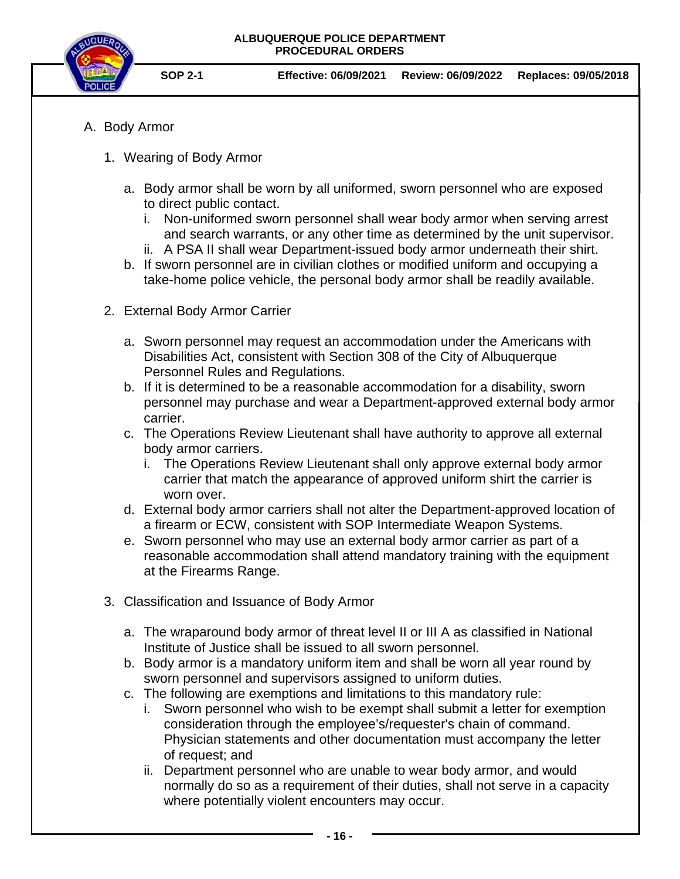A. Body Armor

1. Wearing of Body Armor

   a. Body armor shall be worn by all uniformed, sworn personnel who are exposed to direct public contact.
      i. Non-uniformed sworn personnel shall wear body armor when serving arrest and search warrants, or any other time as determined by the unit supervisor.
      ii. A PSA II shall wear Department-issued body armor underneath their shirt.
   b. If sworn personnel are in civilian clothes or modified uniform and occupying a take-home police vehicle, the personal body armor shall be readily available.

2. External Body Armor Carrier

   a. Sworn personnel may request an accommodation under the Americans with Disabilities Act, consistent with Section 308 of the City of Albuquerque Personnel Rules and Regulations.
   b. If it is determined to be a reasonable accommodation for a disability, sworn personnel may purchase and wear a Department-approved external body armor carrier.
   c. The Operations Review Lieutenant shall have authority to approve all external body armor carriers.
      i. The Operations Review Lieutenant shall only approve external body armor carrier that match the appearance of approved uniform shirt the carrier is worn over.
   d. External body armor carriers shall not alter the Department-approved location of a firearm or ECW, consistent with SOP Intermediate Weapon Systems.
   e. Sworn personnel who may use an external body armor carrier as part of a reasonable accommodation shall attend mandatory training with the equipment at the Firearms Range.

3. Classification and Issuance of Body Armor

   a. The wraparound body armor of threat level II or III A as classified in National Institute of Justice shall be issued to all sworn personnel.
   b. Body armor is a mandatory uniform item and shall be worn all year round by sworn personnel and supervisors assigned to uniform duties.
   c. The following are exemptions and limitations to this mandatory rule:
      i. Sworn personnel who wish to be exempt shall submit a letter for exemption consideration through the employee's/requester's chain of command. Physician statements and other documentation must accompany the letter of request; and
      ii. Department personnel who are unable to wear body armor, and would normally do so as a requirement of their duties, shall not serve in a capacity where potentially violent encounters may occur.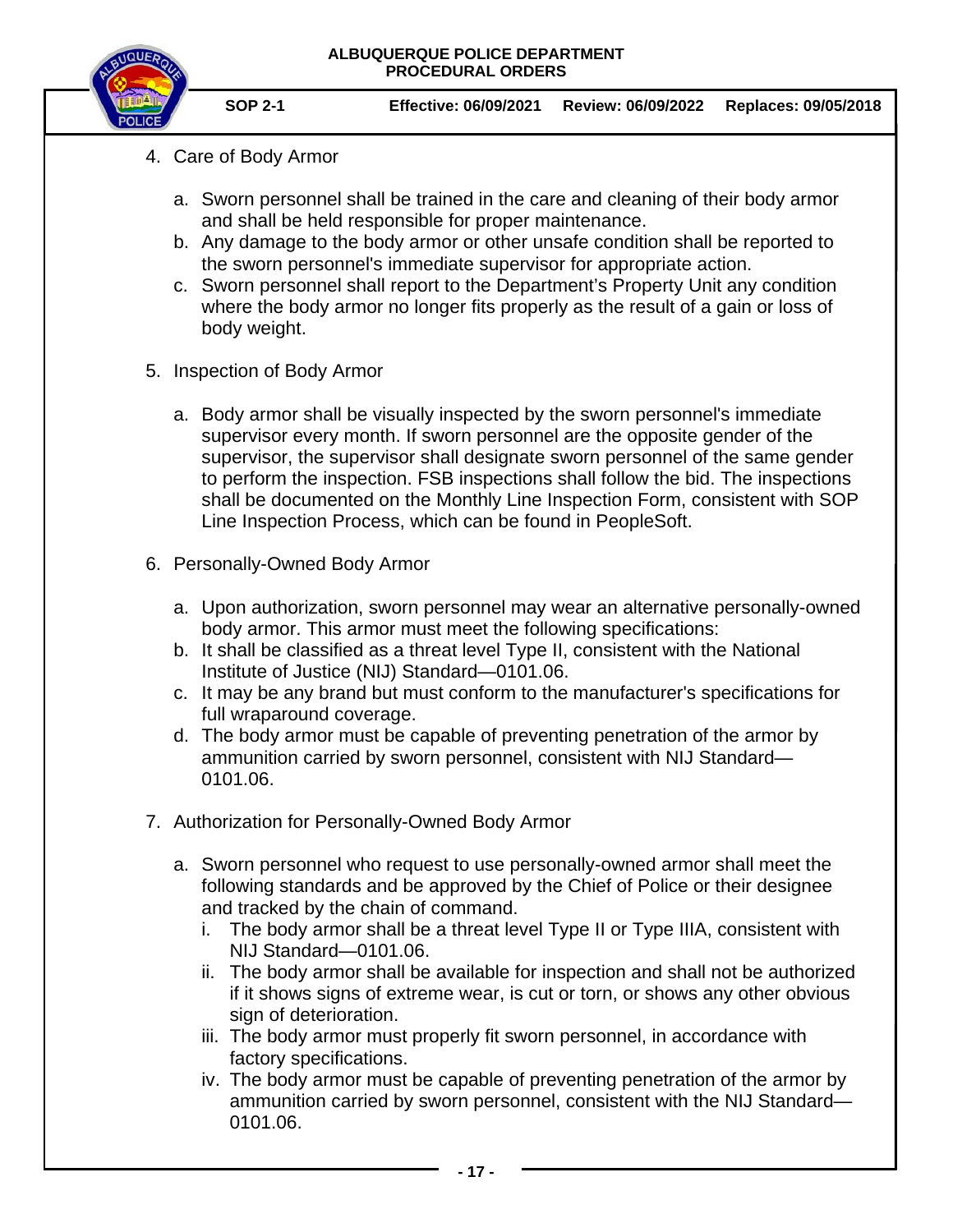4. Care of Body Armor

   a. Sworn personnel shall be trained in the care and cleaning of their body armor and shall be held responsible for proper maintenance.
   b. Any damage to the body armor or other unsafe condition shall be reported to the sworn personnel's immediate supervisor for appropriate action.
   c. Sworn personnel shall report to the Department's Property Unit any condition where the body armor no longer fits properly as the result of a gain or loss of body weight.

5. Inspection of Body Armor

   a. Body armor shall be visually inspected by the sworn personnel's immediate supervisor every month. If sworn personnel are the opposite gender of the supervisor, the supervisor shall designate sworn personnel of the same gender to perform the inspection. FSB inspections shall follow the bid. The inspections shall be documented on the Monthly Line Inspection Form, consistent with SOP Line Inspection Process, which can be found in PeopleSoft.

6. Personally-Owned Body Armor

   a. Upon authorization, sworn personnel may wear an alternative personally-owned body armor. This armor must meet the following specifications:
   b. It shall be classified as a threat level Type II, consistent with the National Institute of Justice (NIJ) Standard—0101.06.
   c. It may be any brand but must conform to the manufacturer's specifications for full wraparound coverage.
   d. The body armor must be capable of preventing penetration of the armor by ammunition carried by sworn personnel, consistent with NIJ Standard—0101.06.

7. Authorization for Personally-Owned Body Armor

   a. Sworn personnel who request to use personally-owned armor shall meet the following standards and be approved by the Chief of Police or their designee and tracked by the chain of command.
      i. The body armor shall be a threat level Type II or Type IIIA, consistent with NIJ Standard—0101.06.
      ii. The body armor shall be available for inspection and shall not be authorized if it shows signs of extreme wear, is cut or torn, or shows any other obvious sign of deterioration.
      iii. The body armor must properly fit sworn personnel, in accordance with factory specifications.
      iv. The body armor must be capable of preventing penetration of the armor by ammunition carried by sworn personnel, consistent with the NIJ Standard—0101.06.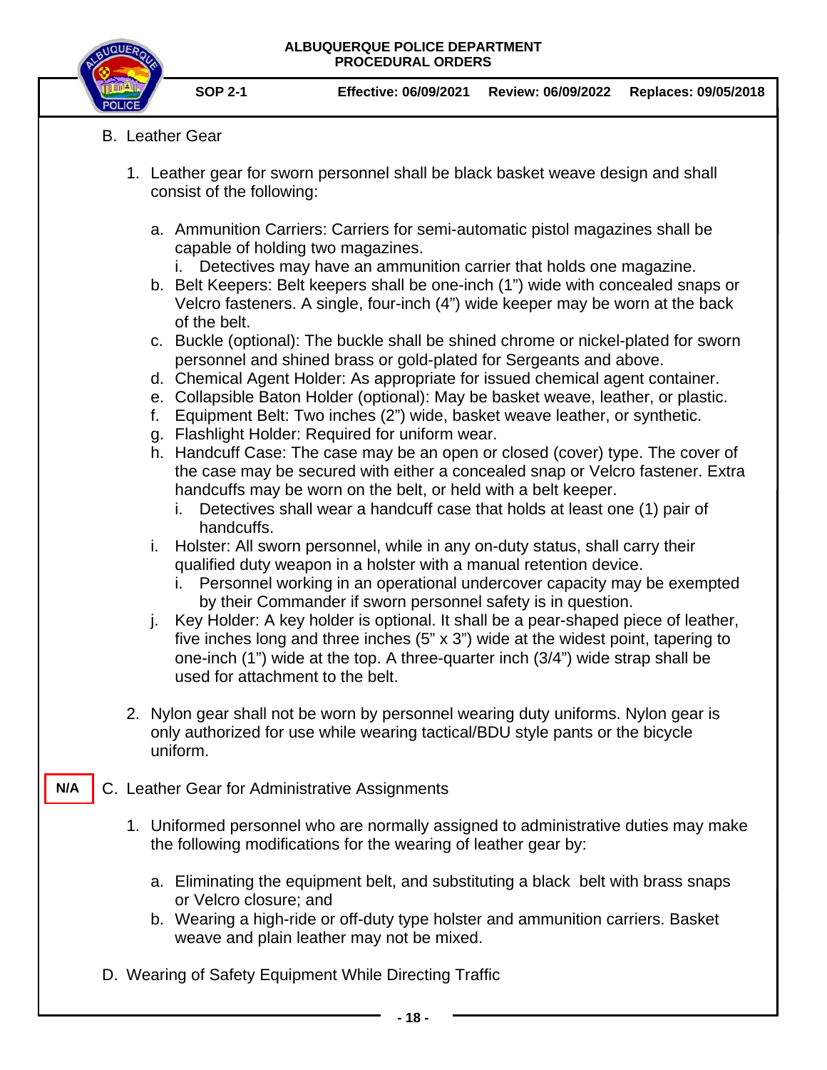B. Leather Gear

1. Leather gear for sworn personnel shall be black basket weave design and shall consist of the following:

   a. Ammunition Carriers: Carriers for semi-automatic pistol magazines shall be capable of holding two magazines.
      i. Detectives may have an ammunition carrier that holds one magazine.
   b. Belt Keepers: Belt keepers shall be one-inch (1") wide with concealed snaps or Velcro fasteners. A single, four-inch (4") wide keeper may be worn at the back of the belt.
   c. Buckle (optional): The buckle shall be shined chrome or nickel-plated for sworn personnel and shined brass or gold-plated for Sergeants and above.
   d. Chemical Agent Holder: As appropriate for issued chemical agent container.
   e. Collapsible Baton Holder (optional): May be basket weave, leather, or plastic.
   f. Equipment Belt: Two inches (2") wide, basket weave leather, or synthetic.
   g. Flashlight Holder: Required for uniform wear.
   h. Handcuff Case: The case may be an open or closed (cover) type. The cover of the case may be secured with either a concealed snap or Velcro fastener. Extra handcuffs may be worn on the belt, or held with a belt keeper.
      i. Detectives shall wear a handcuff case that holds at least one (1) pair of handcuffs.
   i. Holster: All sworn personnel, while in any on-duty status, shall carry their qualified duty weapon in a holster with a manual retention device.
      i. Personnel working in an operational undercover capacity may be exempted by their Commander if sworn personnel safety is in question.
   j. Key Holder: A key holder is optional. It shall be a pear-shaped piece of leather, five inches long and three inches (5" x 3") wide at the widest point, tapering to one-inch (1") wide at the top. A three-quarter inch (3/4") wide strap shall be used for attachment to the belt.

2. Nylon gear shall not be worn by personnel wearing duty uniforms. Nylon gear is only authorized for use while wearing tactical/BDU style pants or the bicycle uniform.

N/A

C. Leather Gear for Administrative Assignments

1. Uniformed personnel who are normally assigned to administrative duties may make the following modifications for the wearing of leather gear by:

   a. Eliminating the equipment belt, and substituting a black belt with brass snaps or Velcro closure; and
   b. Wearing a high-ride or off-duty type holster and ammunition carriers. Basket weave and plain leather may not be mixed.

D. Wearing of Safety Equipment While Directing Traffic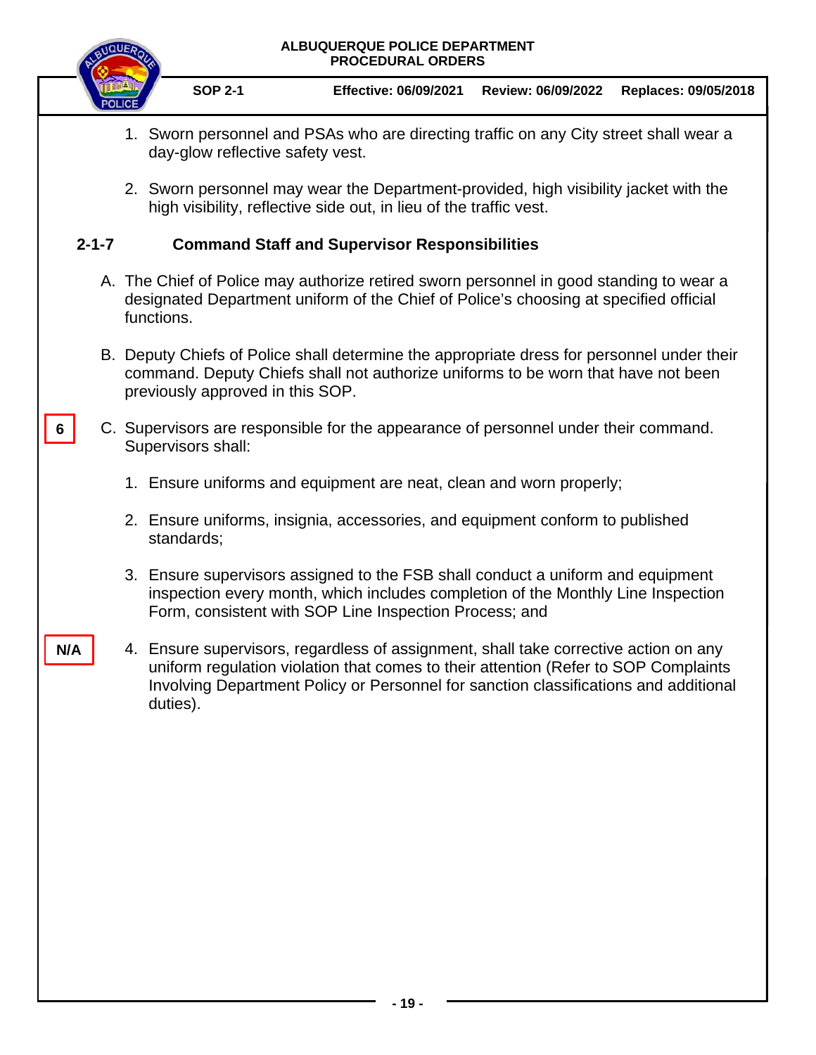1. Sworn personnel and PSAs who are directing traffic on any City street shall wear a day-glow reflective safety vest.

2. Sworn personnel may wear the Department-provided, high visibility jacket with the high visibility, reflective side out, in lieu of the traffic vest.

## 2-1-7 Command Staff and Supervisor Responsibilities

A. The Chief of Police may authorize retired sworn personnel in good standing to wear a designated Department uniform of the Chief of Police's choosing at specified official functions.

B. Deputy Chiefs of Police shall determine the appropriate dress for personnel under their command. Deputy Chiefs shall not authorize uniforms to be worn that have not been previously approved in this SOP.

6

C. Supervisors are responsible for the appearance of personnel under their command. Supervisors shall:

1. Ensure uniforms and equipment are neat, clean and worn properly;

2. Ensure uniforms, insignia, accessories, and equipment conform to published standards;

3. Ensure supervisors assigned to the FSB shall conduct a uniform and equipment inspection every month, which includes completion of the Monthly Line Inspection Form, consistent with SOP Line Inspection Process; and

N/A

4. Ensure supervisors, regardless of assignment, shall take corrective action on any uniform regulation violation that comes to their attention (Refer to SOP Complaints Involving Department Policy or Personnel for sanction classifications and additional duties).